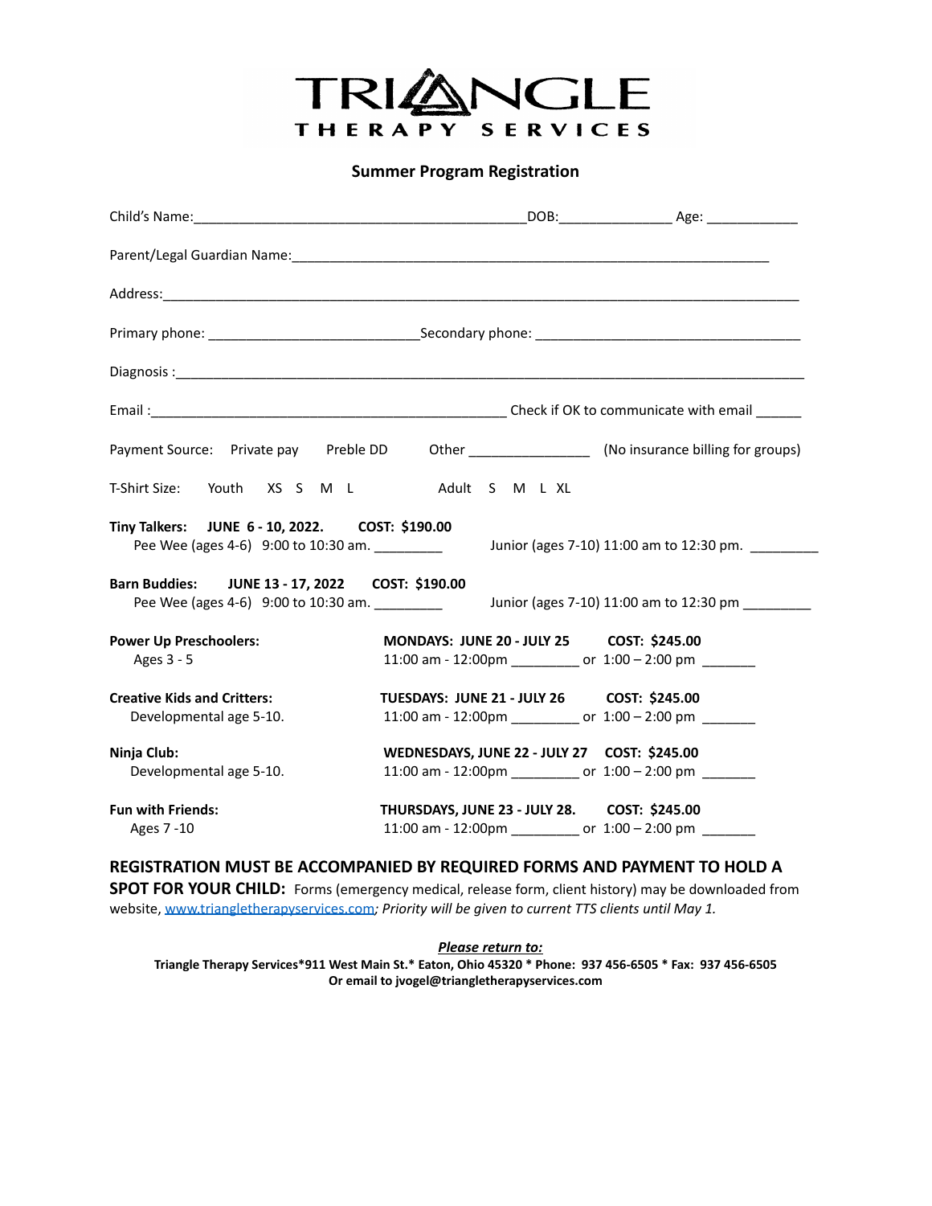# TRIANGLE THERAPY SERVICES

## Summer Program Registration

Child's Name:_____________________________________________DOB:_______________ Age: ____________

Parent/Legal Guardian Name:________________________________________________________________

Address:_____________________________________________________________________________________

Primary phone: ___________________________Secondary phone: ___________________________________

Diagnosis :____________________________________________________________________________________

Email :________________________________________________ Check if OK to communicate with email ______

Payment Source: Private pay Preble DD Other ________________ (No insurance billing for groups)

T-Shirt Size: Youth XS S M L Adult S M L XL

**Tiny Talkers: JUNE 6 - 10, 2022. COST: $190.00**
Pee Wee (ages 4-6) 9:00 to 10:30 am. _________ Junior (ages 7-10) 11:00 am to 12:30 pm. _________

**Barn Buddies: JUNE 13 - 17, 2022 COST: $190.00**
Pee Wee (ages 4-6) 9:00 to 10:30 am. _________ Junior (ages 7-10) 11:00 am to 12:30 pm _________

**Power Up Preschoolers:** Ages 3 - 5
**MONDAYS: JUNE 20 - JULY 25 COST: $245.00**
11:00 am - 12:00pm _________ or 1:00 – 2:00 pm _______

**Creative Kids and Critters:** Developmental age 5-10.
**TUESDAYS: JUNE 21 - JULY 26 COST: $245.00**
11:00 am - 12:00pm _________ or 1:00 – 2:00 pm _______

**Ninja Club:** Developmental age 5-10.
**WEDNESDAYS, JUNE 22 - JULY 27 COST: $245.00**
11:00 am - 12:00pm _________ or 1:00 – 2:00 pm _______

**Fun with Friends:** Ages 7 -10
**THURSDAYS, JUNE 23 - JULY 28. COST: $245.00**
11:00 am - 12:00pm _________ or 1:00 – 2:00 pm _______

**REGISTRATION MUST BE ACCOMPANIED BY REQUIRED FORMS AND PAYMENT TO HOLD A SPOT FOR YOUR CHILD:** Forms (emergency medical, release form, client history) may be downloaded from website, www.triangletherapyservices.com*; Priority will be given to current TTS clients until May 1.*

***Please return to:***
**Triangle Therapy Services*911 West Main St.* Eaton, Ohio 45320 * Phone: 937 456-6505 * Fax: 937 456-6505**
**Or email to jvogel@triangletherapyservices.com**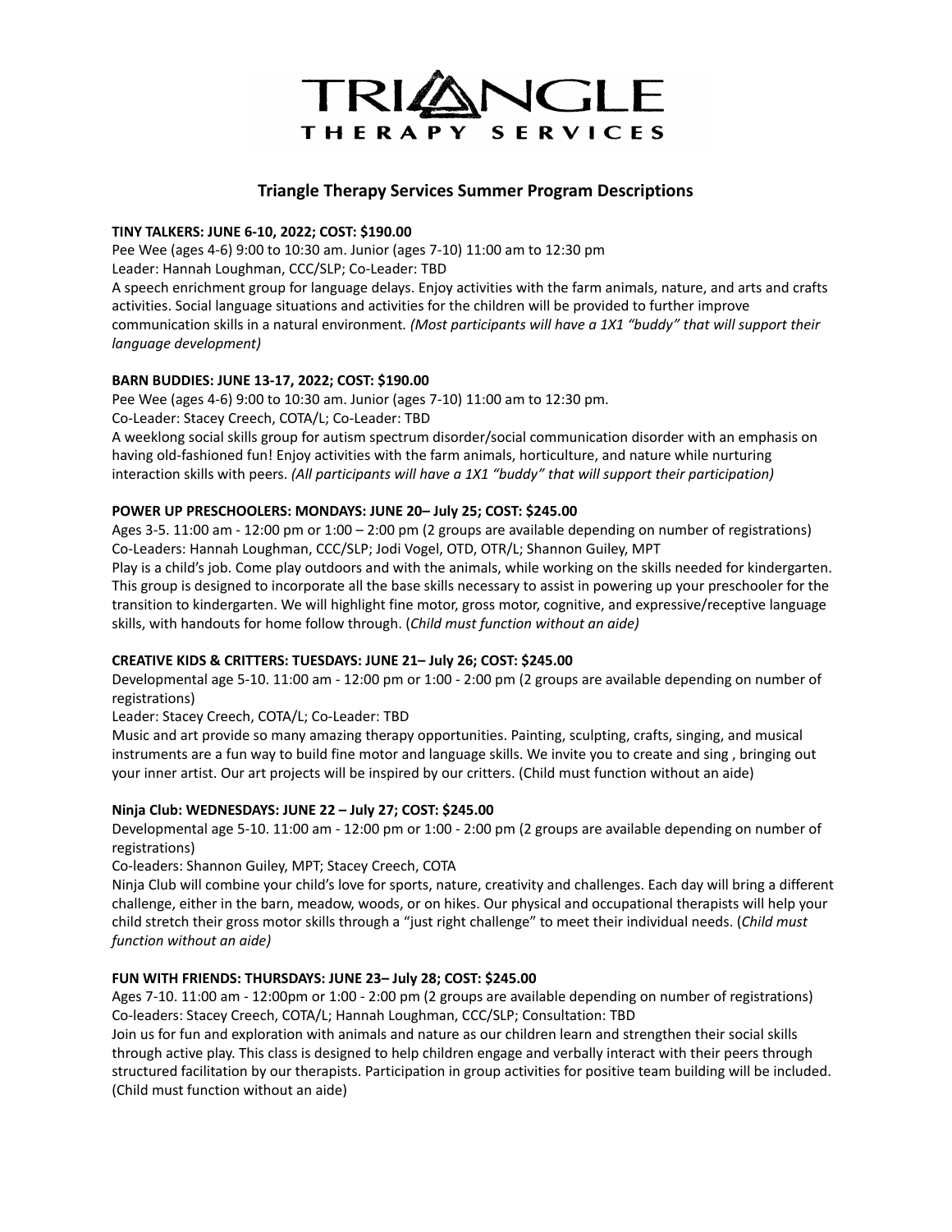# TRIANGLE THERAPY SERVICES

## Triangle Therapy Services Summer Program Descriptions

**TINY TALKERS: JUNE 6-10, 2022; COST: $190.00**

Pee Wee (ages 4-6) 9:00 to 10:30 am. Junior (ages 7-10) 11:00 am to 12:30 pm
Leader: Hannah Loughman, CCC/SLP; Co-Leader: TBD
A speech enrichment group for language delays. Enjoy activities with the farm animals, nature, and arts and crafts activities. Social language situations and activities for the children will be provided to further improve communication skills in a natural environment*. (Most participants will have a 1X1 "buddy" that will support their language development)*

**BARN BUDDIES: JUNE 13-17, 2022; COST: $190.00**

Pee Wee (ages 4-6) 9:00 to 10:30 am. Junior (ages 7-10) 11:00 am to 12:30 pm.
Co-Leader: Stacey Creech, COTA/L; Co-Leader: TBD
A weeklong social skills group for autism spectrum disorder/social communication disorder with an emphasis on having old-fashioned fun! Enjoy activities with the farm animals, horticulture, and nature while nurturing interaction skills with peers. *(All participants will have a 1X1 "buddy" that will support their participation)*

**POWER UP PRESCHOOLERS: MONDAYS: JUNE 20– July 25; COST: $245.00**

Ages 3-5. 11:00 am - 12:00 pm or 1:00 – 2:00 pm (2 groups are available depending on number of registrations)
Co-Leaders: Hannah Loughman, CCC/SLP; Jodi Vogel, OTD, OTR/L; Shannon Guiley, MPT
Play is a child's job. Come play outdoors and with the animals, while working on the skills needed for kindergarten. This group is designed to incorporate all the base skills necessary to assist in powering up your preschooler for the transition to kindergarten. We will highlight fine motor, gross motor, cognitive, and expressive/receptive language skills, with handouts for home follow through. (*Child must function without an aide)*

**CREATIVE KIDS & CRITTERS: TUESDAYS: JUNE 21– July 26; COST: $245.00**

Developmental age 5-10. 11:00 am - 12:00 pm or 1:00 - 2:00 pm (2 groups are available depending on number of registrations)
Leader: Stacey Creech, COTA/L; Co-Leader: TBD
Music and art provide so many amazing therapy opportunities. Painting, sculpting, crafts, singing, and musical instruments are a fun way to build fine motor and language skills. We invite you to create and sing , bringing out your inner artist. Our art projects will be inspired by our critters. (Child must function without an aide)

**Ninja Club: WEDNESDAYS: JUNE 22 – July 27; COST: $245.00**

Developmental age 5-10. 11:00 am - 12:00 pm or 1:00 - 2:00 pm (2 groups are available depending on number of registrations)
Co-leaders: Shannon Guiley, MPT; Stacey Creech, COTA
Ninja Club will combine your child's love for sports, nature, creativity and challenges. Each day will bring a different challenge, either in the barn, meadow, woods, or on hikes. Our physical and occupational therapists will help your child stretch their gross motor skills through a "just right challenge" to meet their individual needs. (*Child must function without an aide)*

**FUN WITH FRIENDS: THURSDAYS: JUNE 23– July 28; COST: $245.00**

Ages 7-10. 11:00 am - 12:00pm or 1:00 - 2:00 pm (2 groups are available depending on number of registrations)
Co-leaders: Stacey Creech, COTA/L; Hannah Loughman, CCC/SLP; Consultation: TBD
Join us for fun and exploration with animals and nature as our children learn and strengthen their social skills through active play. This class is designed to help children engage and verbally interact with their peers through structured facilitation by our therapists. Participation in group activities for positive team building will be included. (Child must function without an aide)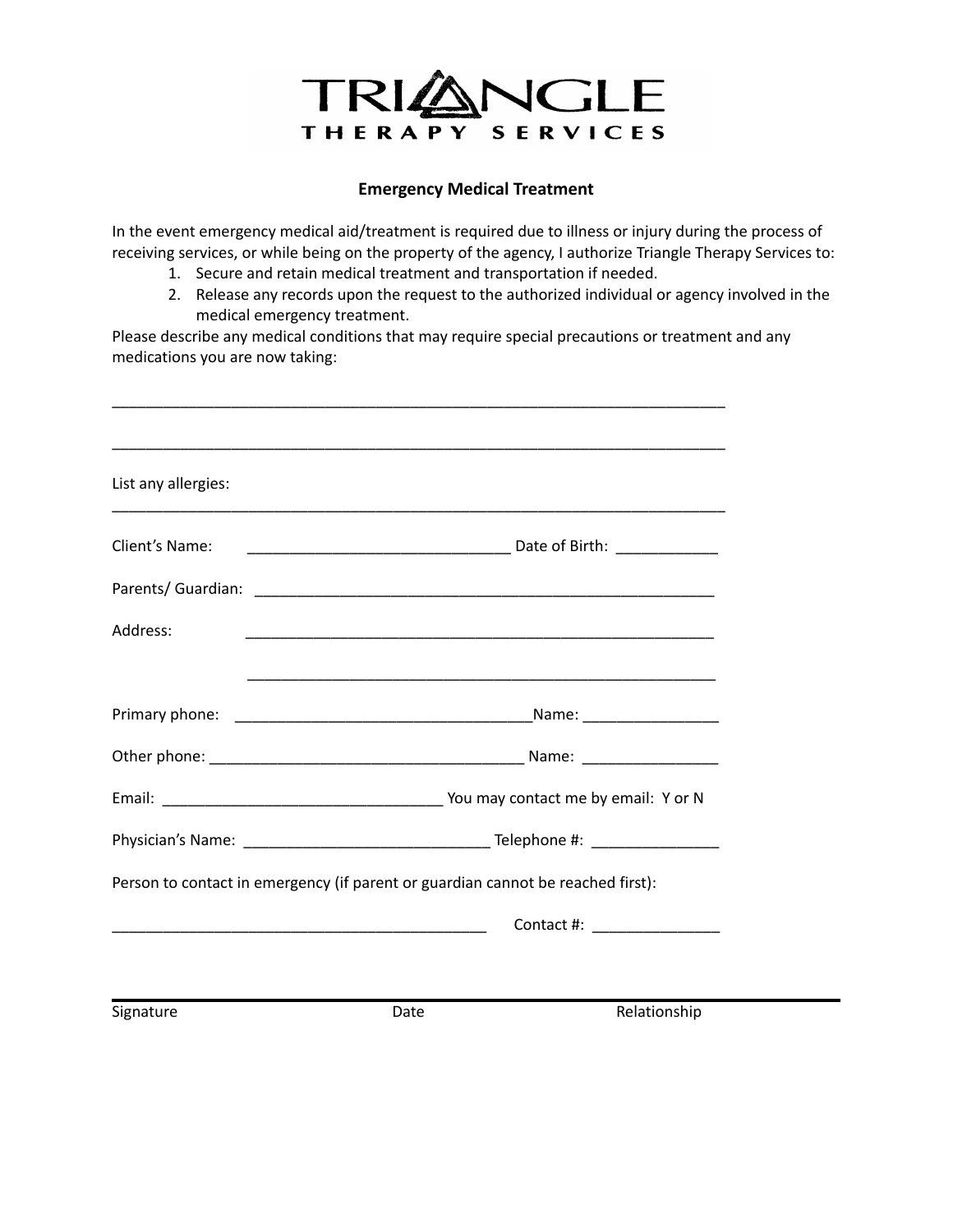TRIANGLE
THERAPY SERVICES

## Emergency Medical Treatment

In the event emergency medical aid/treatment is required due to illness or injury during the process of receiving services, or while being on the property of the agency, I authorize Triangle Therapy Services to:

1. Secure and retain medical treatment and transportation if needed.
2. Release any records upon the request to the authorized individual or agency involved in the medical emergency treatment.

Please describe any medical conditions that may require special precautions or treatment and any medications you are now taking:

___________________________________________________________________________

___________________________________________________________________________

List any allergies:
___________________________________________________________________________

Client's Name: _______________________________ Date of Birth: ____________

Parents/ Guardian: _______________________________________________________

Address: _______________________________________________________

_______________________________________________________

Primary phone: __________________________________Name: _______________

Other phone: _____________________________________ Name: _______________

Email: ________________________________ You may contact me by email: Y or N

Physician's Name: _____________________________ Telephone #: ______________

Person to contact in emergency (if parent or guardian cannot be reached first):

____________________________________________ Contact #: ______________

Signature Date Relationship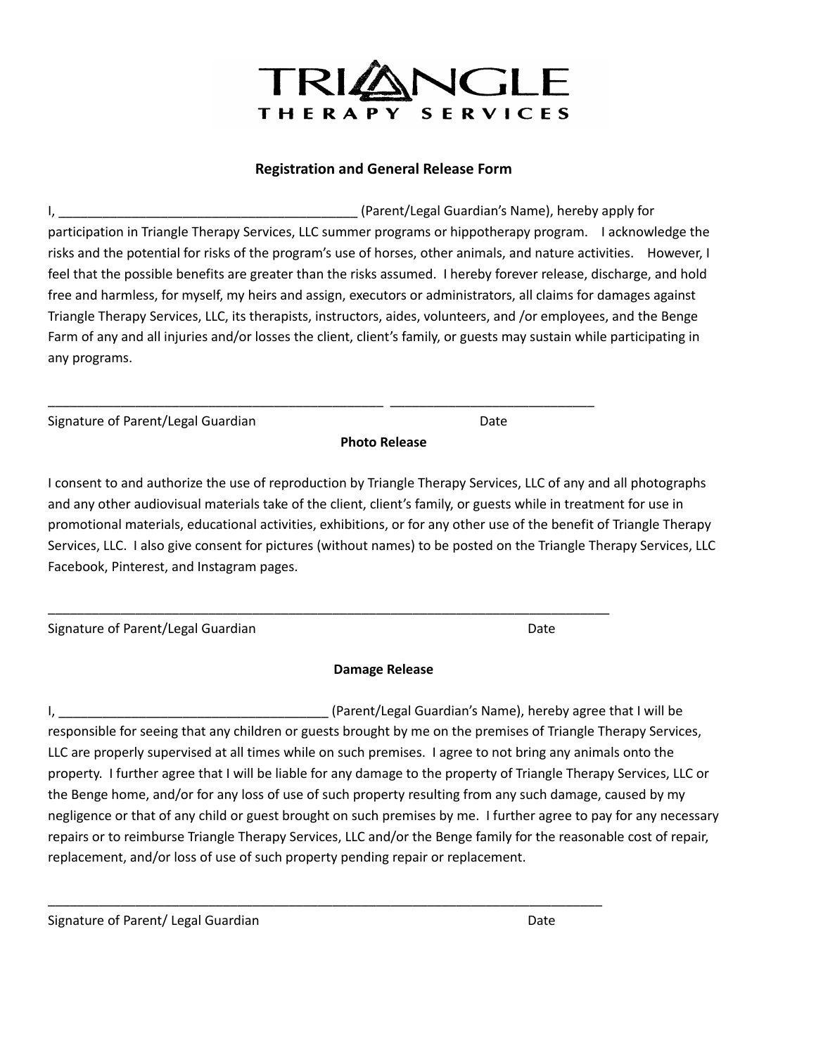**TRIANGLE THERAPY SERVICES**

## Registration and General Release Form

I, _________________________________________ (Parent/Legal Guardian's Name), hereby apply for participation in Triangle Therapy Services, LLC summer programs or hippotherapy program. I acknowledge the risks and the potential for risks of the program's use of horses, other animals, and nature activities. However, I feel that the possible benefits are greater than the risks assumed. I hereby forever release, discharge, and hold free and harmless, for myself, my heirs and assign, executors or administrators, all claims for damages against Triangle Therapy Services, LLC, its therapists, instructors, aides, volunteers, and /or employees, and the Benge Farm of any and all injuries and/or losses the client, client's family, or guests may sustain while participating in any programs.

_______________________________________________ ____________________________

Signature of Parent/Legal Guardian Date

## Photo Release

I consent to and authorize the use of reproduction by Triangle Therapy Services, LLC of any and all photographs and any other audiovisual materials take of the client, client's family, or guests while in treatment for use in promotional materials, educational activities, exhibitions, or for any other use of the benefit of Triangle Therapy Services, LLC. I also give consent for pictures (without names) to be posted on the Triangle Therapy Services, LLC Facebook, Pinterest, and Instagram pages.

________________________________________________________________________________

Signature of Parent/Legal Guardian Date

## Damage Release

I, _____________________________________ (Parent/Legal Guardian's Name), hereby agree that I will be responsible for seeing that any children or guests brought by me on the premises of Triangle Therapy Services, LLC are properly supervised at all times while on such premises. I agree to not bring any animals onto the property. I further agree that I will be liable for any damage to the property of Triangle Therapy Services, LLC or the Benge home, and/or for any loss of use of such property resulting from any such damage, caused by my negligence or that of any child or guest brought on such premises by me. I further agree to pay for any necessary repairs or to reimburse Triangle Therapy Services, LLC and/or the Benge family for the reasonable cost of repair, replacement, and/or loss of use of such property pending repair or replacement.

________________________________________________________________________________

Signature of Parent/ Legal Guardian Date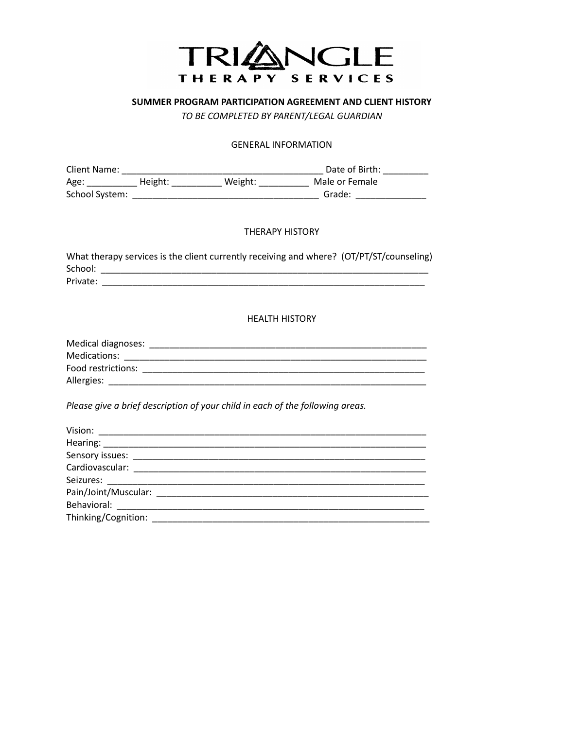# TRIANGLE
## THERAPY SERVICES

**SUMMER PROGRAM PARTICIPATION AGREEMENT AND CLIENT HISTORY**

*TO BE COMPLETED BY PARENT/LEGAL GUARDIAN*

GENERAL INFORMATION

Client Name: _________________________________________ Date of Birth: _________

Age: __________ Height: __________ Weight: __________ Male or Female

School System: _____________________________________ Grade: _____________

THERAPY HISTORY

What therapy services is the client currently receiving and where? (OT/PT/ST/counseling)

School: ____________________________________________________________________

Private: ___________________________________________________________________

HEALTH HISTORY

Medical diagnoses: _________________________________________________________

Medications: _______________________________________________________________

Food restrictions: __________________________________________________________

Allergies: _________________________________________________________________

*Please give a brief description of your child in each of the following areas.*

Vision: ___________________________________________________________________

Hearing: __________________________________________________________________

Sensory issues: ____________________________________________________________

Cardiovascular: ____________________________________________________________

Seizures: _________________________________________________________________

Pain/Joint/Muscular: ________________________________________________________

Behavioral: _______________________________________________________________

Thinking/Cognition: _________________________________________________________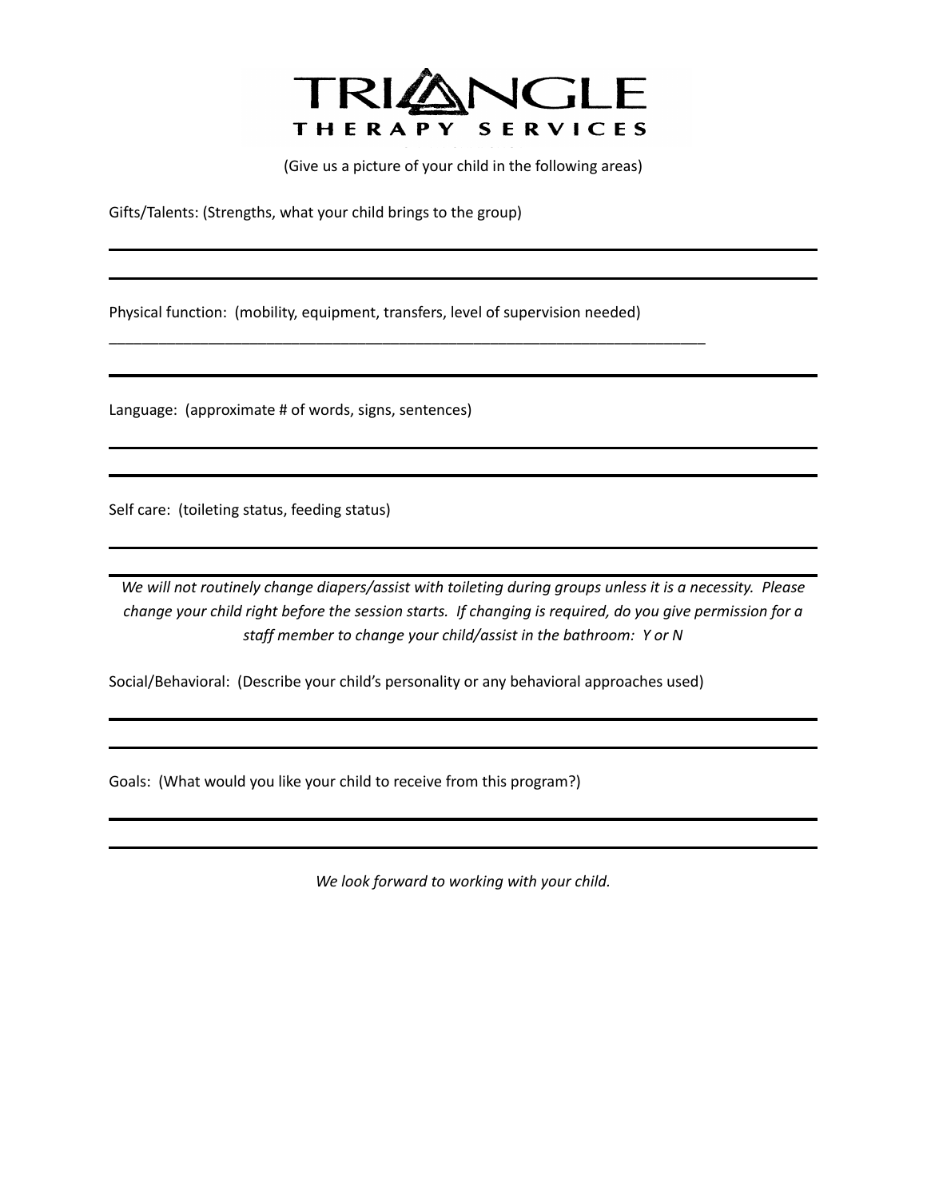# TRIANGLE THERAPY SERVICES

(Give us a picture of your child in the following areas)

Gifts/Talents: (Strengths, what your child brings to the group)

___

___

Physical function: (mobility, equipment, transfers, level of supervision needed)

___

___

Language: (approximate # of words, signs, sentences)

___

___

Self care: (toileting status, feeding status)

___

___

*We will not routinely change diapers/assist with toileting during groups unless it is a necessity. Please change your child right before the session starts. If changing is required, do you give permission for a staff member to change your child/assist in the bathroom: Y or N*

Social/Behavioral: (Describe your child's personality or any behavioral approaches used)

___

___

Goals: (What would you like your child to receive from this program?)

___

___

*We look forward to working with your child.*